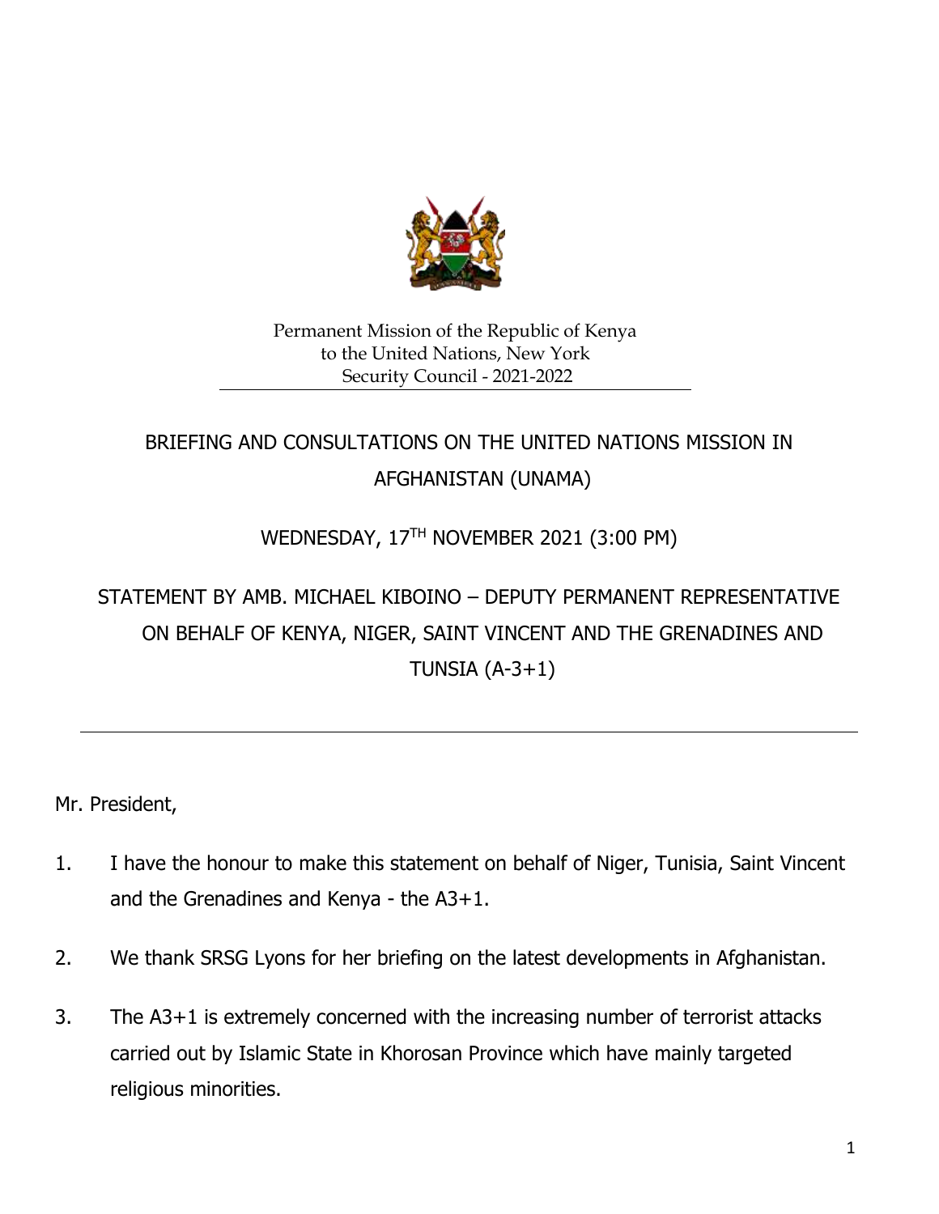Permanent Mission of the Republic of Kenya
to the United Nations, New York
Security Council - 2021-2022

## BRIEFING AND CONSULTATIONS ON THE UNITED NATIONS MISSION IN AFGHANISTAN (UNAMA)

WEDNESDAY, 17TH NOVEMBER 2021 (3:00 PM)

STATEMENT BY AMB. MICHAEL KIBOINO – DEPUTY PERMANENT REPRESENTATIVE ON BEHALF OF KENYA, NIGER, SAINT VINCENT AND THE GRENADINES AND TUNSIA (A-3+1)

---

Mr. President,

1. I have the honour to make this statement on behalf of Niger, Tunisia, Saint Vincent and the Grenadines and Kenya - the A3+1.

2. We thank SRSG Lyons for her briefing on the latest developments in Afghanistan.

3. The A3+1 is extremely concerned with the increasing number of terrorist attacks carried out by Islamic State in Khorosan Province which have mainly targeted religious minorities.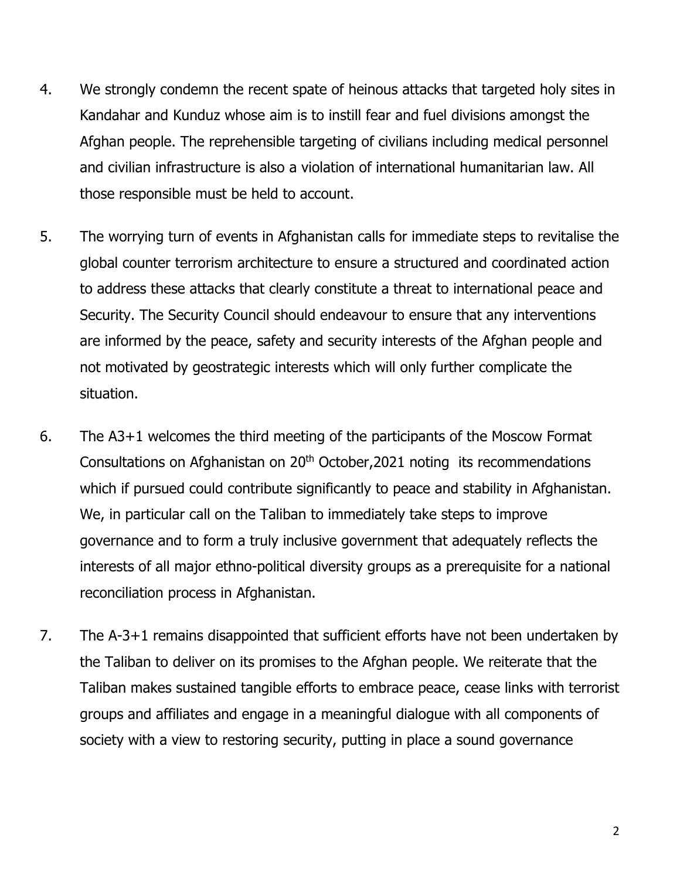4. We strongly condemn the recent spate of heinous attacks that targeted holy sites in Kandahar and Kunduz whose aim is to instill fear and fuel divisions amongst the Afghan people. The reprehensible targeting of civilians including medical personnel and civilian infrastructure is also a violation of international humanitarian law. All those responsible must be held to account.

5. The worrying turn of events in Afghanistan calls for immediate steps to revitalise the global counter terrorism architecture to ensure a structured and coordinated action to address these attacks that clearly constitute a threat to international peace and Security. The Security Council should endeavour to ensure that any interventions are informed by the peace, safety and security interests of the Afghan people and not motivated by geostrategic interests which will only further complicate the situation.

6. The A3+1 welcomes the third meeting of the participants of the Moscow Format Consultations on Afghanistan on 20th October,2021 noting its recommendations which if pursued could contribute significantly to peace and stability in Afghanistan. We, in particular call on the Taliban to immediately take steps to improve governance and to form a truly inclusive government that adequately reflects the interests of all major ethno-political diversity groups as a prerequisite for a national reconciliation process in Afghanistan.

7. The A-3+1 remains disappointed that sufficient efforts have not been undertaken by the Taliban to deliver on its promises to the Afghan people. We reiterate that the Taliban makes sustained tangible efforts to embrace peace, cease links with terrorist groups and affiliates and engage in a meaningful dialogue with all components of society with a view to restoring security, putting in place a sound governance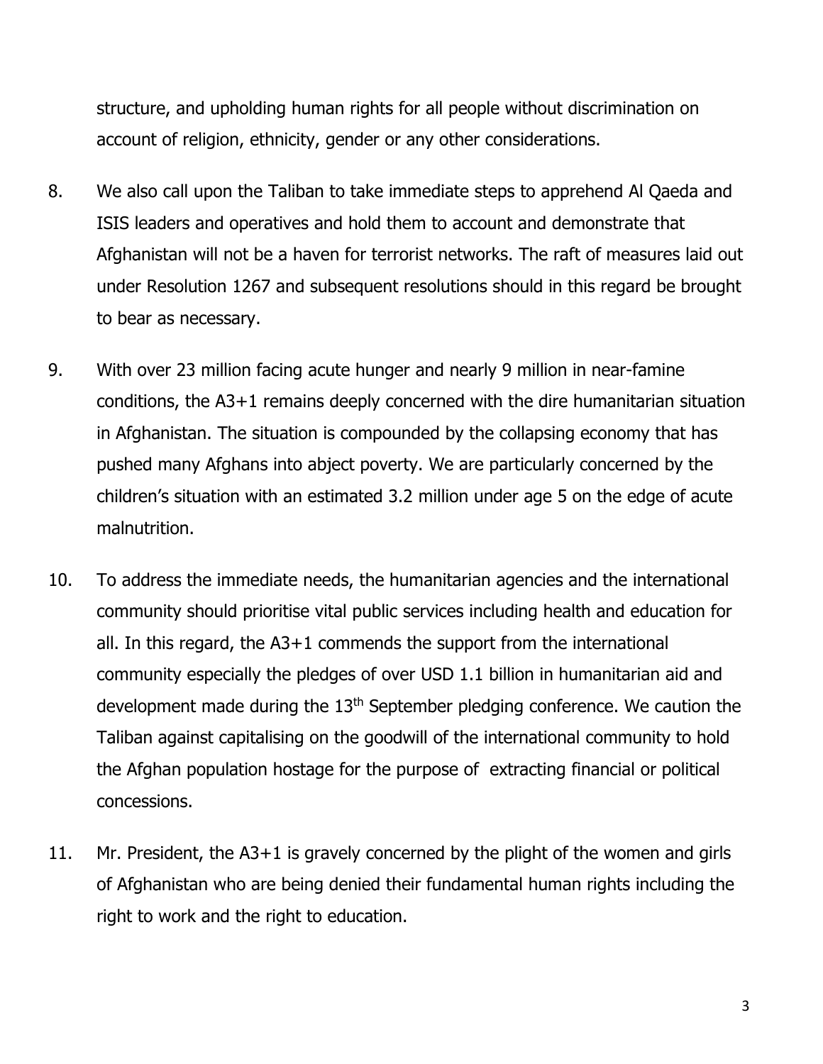structure, and upholding human rights for all people without discrimination on account of religion, ethnicity, gender or any other considerations.

8. We also call upon the Taliban to take immediate steps to apprehend Al Qaeda and ISIS leaders and operatives and hold them to account and demonstrate that Afghanistan will not be a haven for terrorist networks. The raft of measures laid out under Resolution 1267 and subsequent resolutions should in this regard be brought to bear as necessary.

9. With over 23 million facing acute hunger and nearly 9 million in near-famine conditions, the A3+1 remains deeply concerned with the dire humanitarian situation in Afghanistan. The situation is compounded by the collapsing economy that has pushed many Afghans into abject poverty. We are particularly concerned by the children's situation with an estimated 3.2 million under age 5 on the edge of acute malnutrition.

10. To address the immediate needs, the humanitarian agencies and the international community should prioritise vital public services including health and education for all. In this regard, the A3+1 commends the support from the international community especially the pledges of over USD 1.1 billion in humanitarian aid and development made during the 13th September pledging conference. We caution the Taliban against capitalising on the goodwill of the international community to hold the Afghan population hostage for the purpose of extracting financial or political concessions.

11. Mr. President, the A3+1 is gravely concerned by the plight of the women and girls of Afghanistan who are being denied their fundamental human rights including the right to work and the right to education.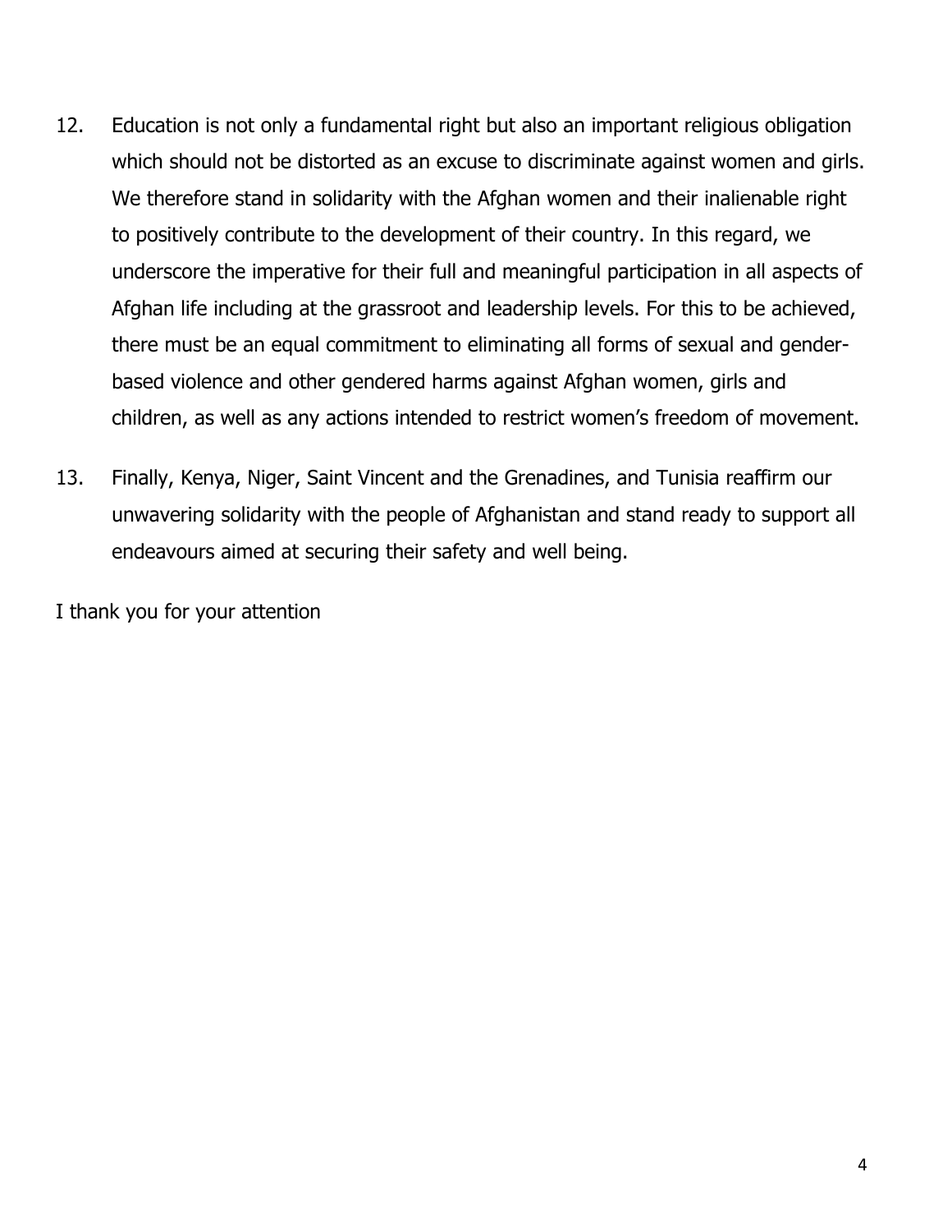12. Education is not only a fundamental right but also an important religious obligation which should not be distorted as an excuse to discriminate against women and girls. We therefore stand in solidarity with the Afghan women and their inalienable right to positively contribute to the development of their country. In this regard, we underscore the imperative for their full and meaningful participation in all aspects of Afghan life including at the grassroot and leadership levels. For this to be achieved, there must be an equal commitment to eliminating all forms of sexual and gender-based violence and other gendered harms against Afghan women, girls and children, as well as any actions intended to restrict women's freedom of movement.

13. Finally, Kenya, Niger, Saint Vincent and the Grenadines, and Tunisia reaffirm our unwavering solidarity with the people of Afghanistan and stand ready to support all endeavours aimed at securing their safety and well being.

I thank you for your attention